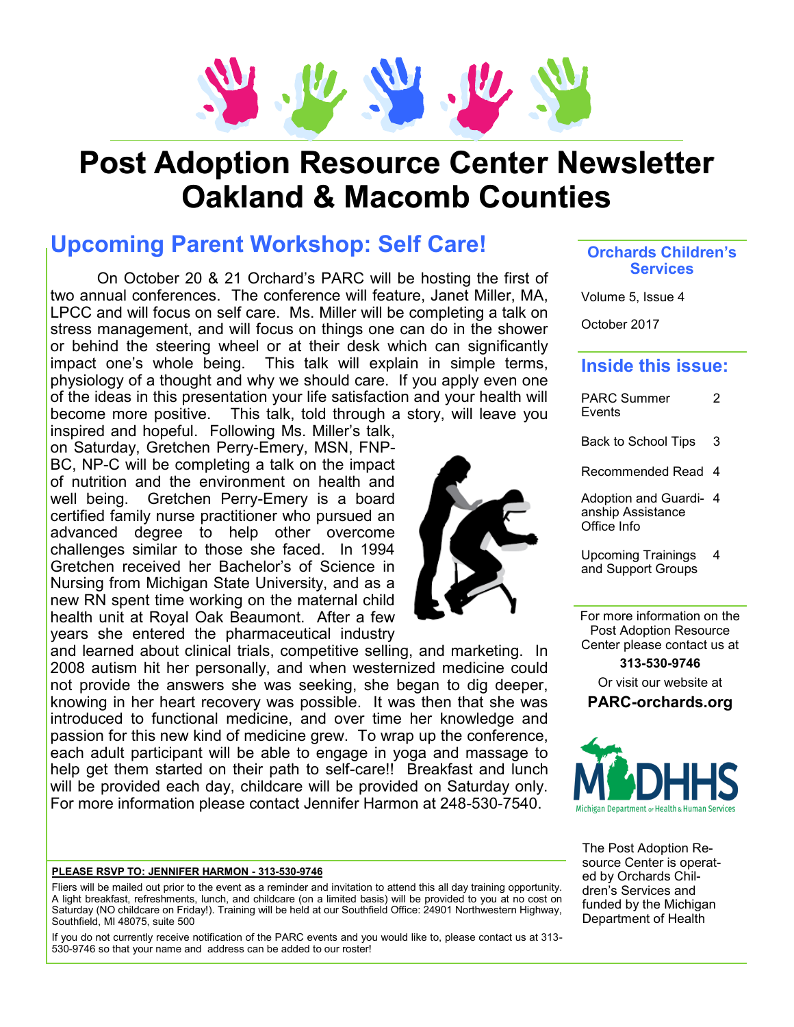# Post Adoption Resource Center Newsletter Oakland & Macomb Counties

## Upcoming Parent Workshop: Self Care!

On October 20 & 21 Orchard's PARC will be hosting the first of two annual conferences. The conference will feature, Janet Miller, MA, LPCC and will focus on self care. Ms. Miller will be completing a talk on stress management, and will focus on things one can do in the shower or behind the steering wheel or at their desk which can significantly impact one's whole being. This talk will explain in simple terms, physiology of a thought and why we should care. If you apply even one of the ideas in this presentation your life satisfaction and your health will become more positive. This talk, told through a story, will leave you inspired and hopeful. Following Ms. Miller's talk, on Saturday, Gretchen Perry-Emery, MSN, FNP-BC, NP-C will be completing a talk on the impact of nutrition and the environment on health and well being. Gretchen Perry-Emery is a board certified family nurse practitioner who pursued an advanced degree to help other overcome challenges similar to those she faced. In 1994 Gretchen received her Bachelor's of Science in Nursing from Michigan State University, and as a new RN spent time working on the maternal child health unit at Royal Oak Beaumont. After a few years she entered the pharmaceutical industry and learned about clinical trials, competitive selling, and marketing. In 2008 autism hit her personally, and when westernized medicine could not provide the answers she was seeking, she began to dig deeper, knowing in her heart recovery was possible. It was then that she was introduced to functional medicine, and over time her knowledge and passion for this new kind of medicine grew. To wrap up the conference, each adult participant will be able to engage in yoga and massage to help get them started on their path to self-care!! Breakfast and lunch will be provided each day, childcare will be provided on Saturday only. For more information please contact Jennifer Harmon at 248-530-7540.

**PLEASE RSVP TO: JENNIFER HARMON - 313-530-9746**

Fliers will be mailed out prior to the event as a reminder and invitation to attend this all day training opportunity. A light breakfast, refreshments, lunch, and childcare (on a limited basis) will be provided to you at no cost on Saturday (NO childcare on Friday!). Training will be held at our Southfield Office: 24901 Northwestern Highway, Southfield, MI 48075, suite 500

If you do not currently receive notification of the PARC events and you would like to, please contact us at 313-530-9746 so that your name and address can be added to our roster!

### Orchards Children's Services

Volume 5, Issue 4

October 2017

### Inside this issue:

| | |
|---|---|
| PARC Summer Events | 2 |
| Back to School Tips | 3 |
| Recommended Read | 4 |
| Adoption and Guardianship Assistance Office Info | 4 |
| Upcoming Trainings and Support Groups | 4 |

For more information on the Post Adoption Resource Center please contact us at

**313-530-9746**

Or visit our website at

**PARC-orchards.org**

MDHHS
Michigan Department of Health & Human Services

The Post Adoption Resource Center is operated by Orchards Children's Services and funded by the Michigan Department of Health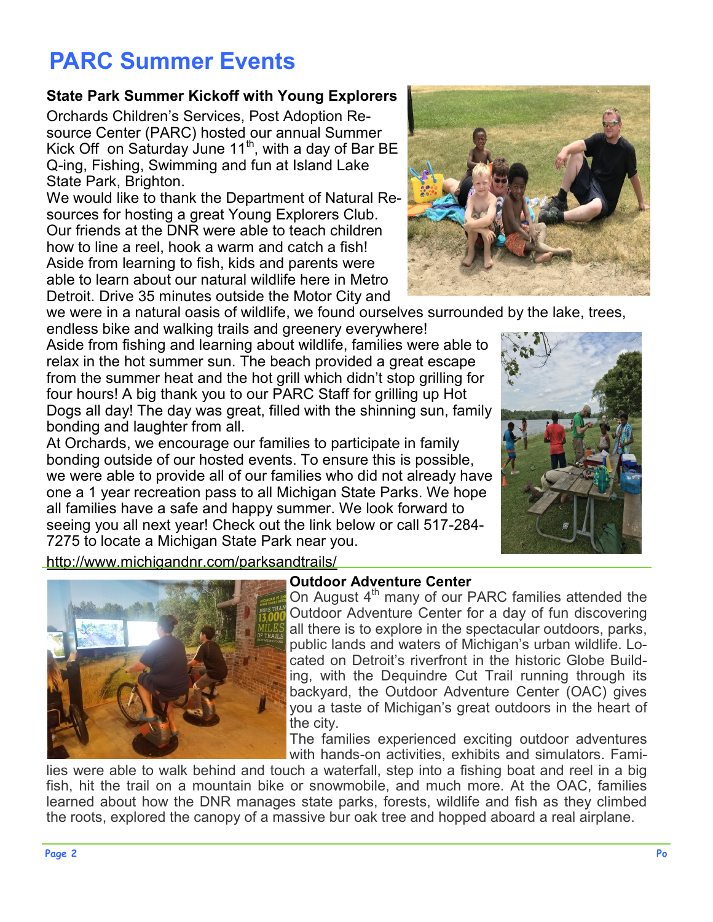# PARC Summer Events

**State Park Summer Kickoff with Young Explorers**

Orchards Children's Services, Post Adoption Resource Center (PARC) hosted our annual Summer Kick Off on Saturday June 11th, with a day of Bar BE Q-ing, Fishing, Swimming and fun at Island Lake State Park, Brighton.

We would like to thank the Department of Natural Resources for hosting a great Young Explorers Club. Our friends at the DNR were able to teach children how to line a reel, hook a warm and catch a fish! Aside from learning to fish, kids and parents were able to learn about our natural wildlife here in Metro Detroit. Drive 35 minutes outside the Motor City and we were in a natural oasis of wildlife, we found ourselves surrounded by the lake, trees, endless bike and walking trails and greenery everywhere!

Aside from fishing and learning about wildlife, families were able to relax in the hot summer sun. The beach provided a great escape from the summer heat and the hot grill which didn't stop grilling for four hours! A big thank you to our PARC Staff for grilling up Hot Dogs all day! The day was great, filled with the shinning sun, family bonding and laughter from all.

At Orchards, we encourage our families to participate in family bonding outside of our hosted events. To ensure this is possible, we were able to provide all of our families who did not already have one a 1 year recreation pass to all Michigan State Parks. We hope all families have a safe and happy summer. We look forward to seeing you all next year! Check out the link below or call 517-284-7275 to locate a Michigan State Park near you.

http://www.michigandnr.com/parksandtrails/

**Outdoor Adventure Center**

On August 4th many of our PARC families attended the Outdoor Adventure Center for a day of fun discovering all there is to explore in the spectacular outdoors, parks, public lands and waters of Michigan's urban wildlife. Located on Detroit's riverfront in the historic Globe Building, with the Dequindre Cut Trail running through its backyard, the Outdoor Adventure Center (OAC) gives you a taste of Michigan's great outdoors in the heart of the city.

The families experienced exciting outdoor adventures with hands-on activities, exhibits and simulators. Families were able to walk behind and touch a waterfall, step into a fishing boat and reel in a big fish, hit the trail on a mountain bike or snowmobile, and much more. At the OAC, families learned about how the DNR manages state parks, forests, wildlife and fish as they climbed the roots, explored the canopy of a massive bur oak tree and hopped aboard a real airplane.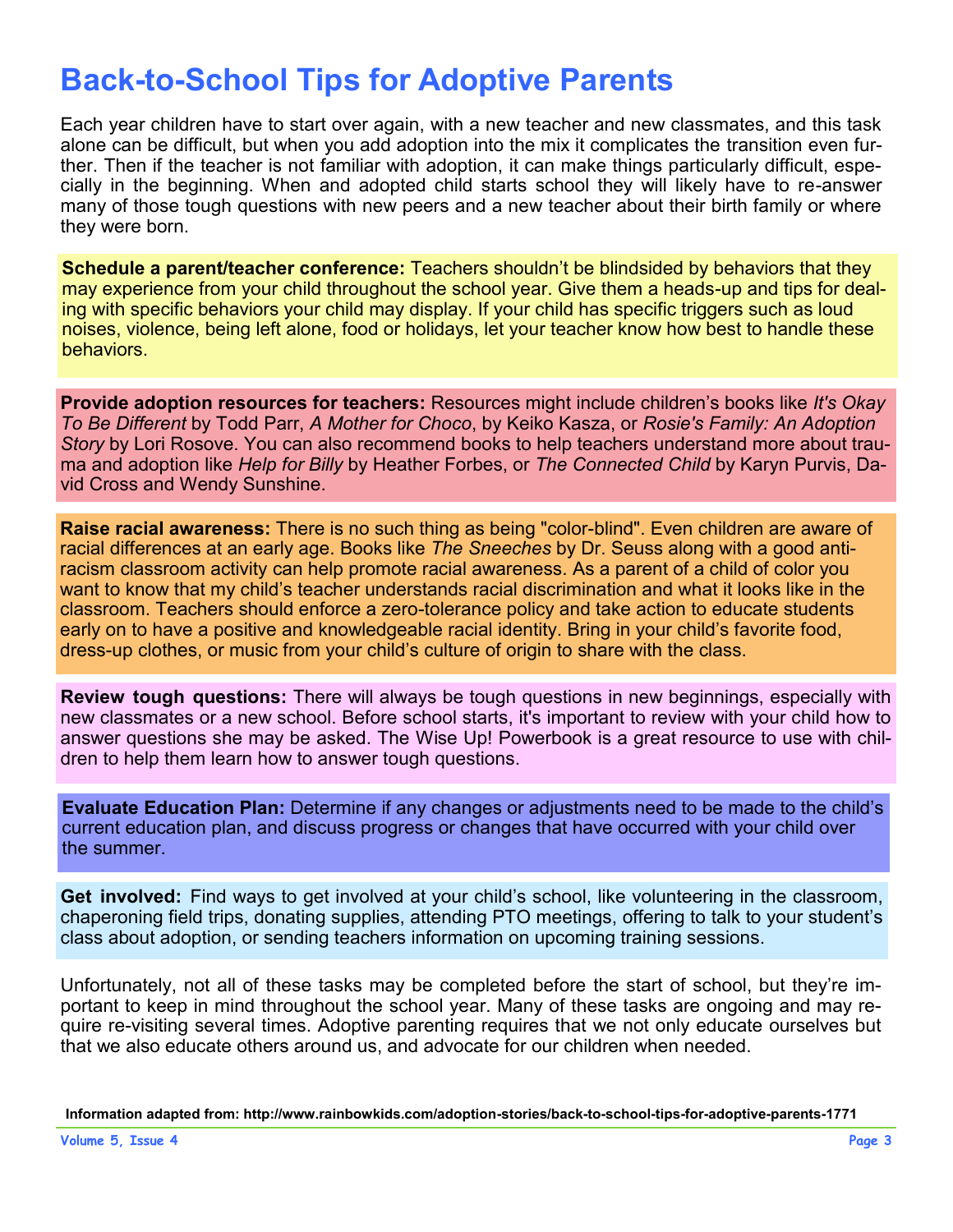# Back-to-School Tips for Adoptive Parents

Each year children have to start over again, with a new teacher and new classmates, and this task alone can be difficult, but when you add adoption into the mix it complicates the transition even further. Then if the teacher is not familiar with adoption, it can make things particularly difficult, especially in the beginning. When and adopted child starts school they will likely have to re-answer many of those tough questions with new peers and a new teacher about their birth family or where they were born.

**Schedule a parent/teacher conference:** Teachers shouldn't be blindsided by behaviors that they may experience from your child throughout the school year. Give them a heads-up and tips for dealing with specific behaviors your child may display. If your child has specific triggers such as loud noises, violence, being left alone, food or holidays, let your teacher know how best to handle these behaviors.

**Provide adoption resources for teachers:** Resources might include children's books like *It's Okay To Be Different* by Todd Parr, *A Mother for Choco*, by Keiko Kasza, or *Rosie's Family: An Adoption Story* by Lori Rosove. You can also recommend books to help teachers understand more about trauma and adoption like *Help for Billy* by Heather Forbes, or *The Connected Child* by Karyn Purvis, David Cross and Wendy Sunshine.

**Raise racial awareness:** There is no such thing as being "color-blind". Even children are aware of racial differences at an early age. Books like *The Sneeches* by Dr. Seuss along with a good anti-racism classroom activity can help promote racial awareness. As a parent of a child of color you want to know that my child's teacher understands racial discrimination and what it looks like in the classroom. Teachers should enforce a zero-tolerance policy and take action to educate students early on to have a positive and knowledgeable racial identity. Bring in your child's favorite food, dress-up clothes, or music from your child's culture of origin to share with the class.

**Review tough questions:** There will always be tough questions in new beginnings, especially with new classmates or a new school. Before school starts, it's important to review with your child how to answer questions she may be asked. The Wise Up! Powerbook is a great resource to use with children to help them learn how to answer tough questions.

**Evaluate Education Plan:** Determine if any changes or adjustments need to be made to the child's current education plan, and discuss progress or changes that have occurred with your child over the summer.

**Get involved:** Find ways to get involved at your child's school, like volunteering in the classroom, chaperoning field trips, donating supplies, attending PTO meetings, offering to talk to your student's class about adoption, or sending teachers information on upcoming training sessions.

Unfortunately, not all of these tasks may be completed before the start of school, but they're important to keep in mind throughout the school year. Many of these tasks are ongoing and may require re-visiting several times. Adoptive parenting requires that we not only educate ourselves but that we also educate others around us, and advocate for our children when needed.

**Information adapted from: http://www.rainbowkids.com/adoption-stories/back-to-school-tips-for-adoptive-parents-1771**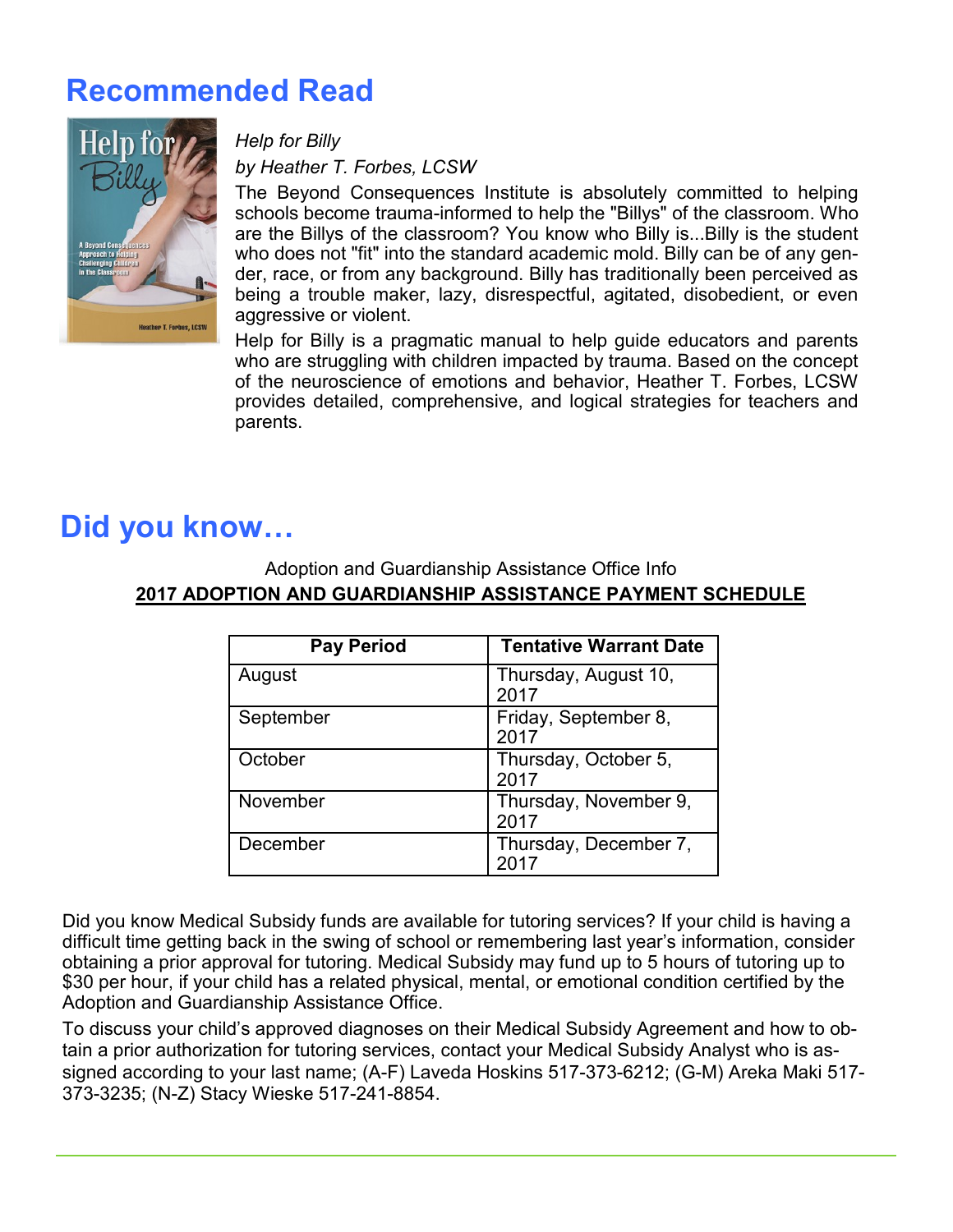## Recommended Read

*Help for Billy*

*by Heather T. Forbes, LCSW*

The Beyond Consequences Institute is absolutely committed to helping schools become trauma-informed to help the "Billys" of the classroom. Who are the Billys of the classroom? You know who Billy is...Billy is the student who does not "fit" into the standard academic mold. Billy can be of any gender, race, or from any background. Billy has traditionally been perceived as being a trouble maker, lazy, disrespectful, agitated, disobedient, or even aggressive or violent.

Help for Billy is a pragmatic manual to help guide educators and parents who are struggling with children impacted by trauma. Based on the concept of the neuroscience of emotions and behavior, Heather T. Forbes, LCSW provides detailed, comprehensive, and logical strategies for teachers and parents.

## Did you know…

Adoption and Guardianship Assistance Office Info

**2017 ADOPTION AND GUARDIANSHIP ASSISTANCE PAYMENT SCHEDULE**

| Pay Period | Tentative Warrant Date |
|---|---|
| August | Thursday, August 10, 2017 |
| September | Friday, September 8, 2017 |
| October | Thursday, October 5, 2017 |
| November | Thursday, November 9, 2017 |
| December | Thursday, December 7, 2017 |

Did you know Medical Subsidy funds are available for tutoring services? If your child is having a difficult time getting back in the swing of school or remembering last year's information, consider obtaining a prior approval for tutoring. Medical Subsidy may fund up to 5 hours of tutoring up to $30 per hour, if your child has a related physical, mental, or emotional condition certified by the Adoption and Guardianship Assistance Office.

To discuss your child's approved diagnoses on their Medical Subsidy Agreement and how to obtain a prior authorization for tutoring services, contact your Medical Subsidy Analyst who is assigned according to your last name; (A-F) Laveda Hoskins 517-373-6212; (G-M) Areka Maki 517-373-3235; (N-Z) Stacy Wieske 517-241-8854.